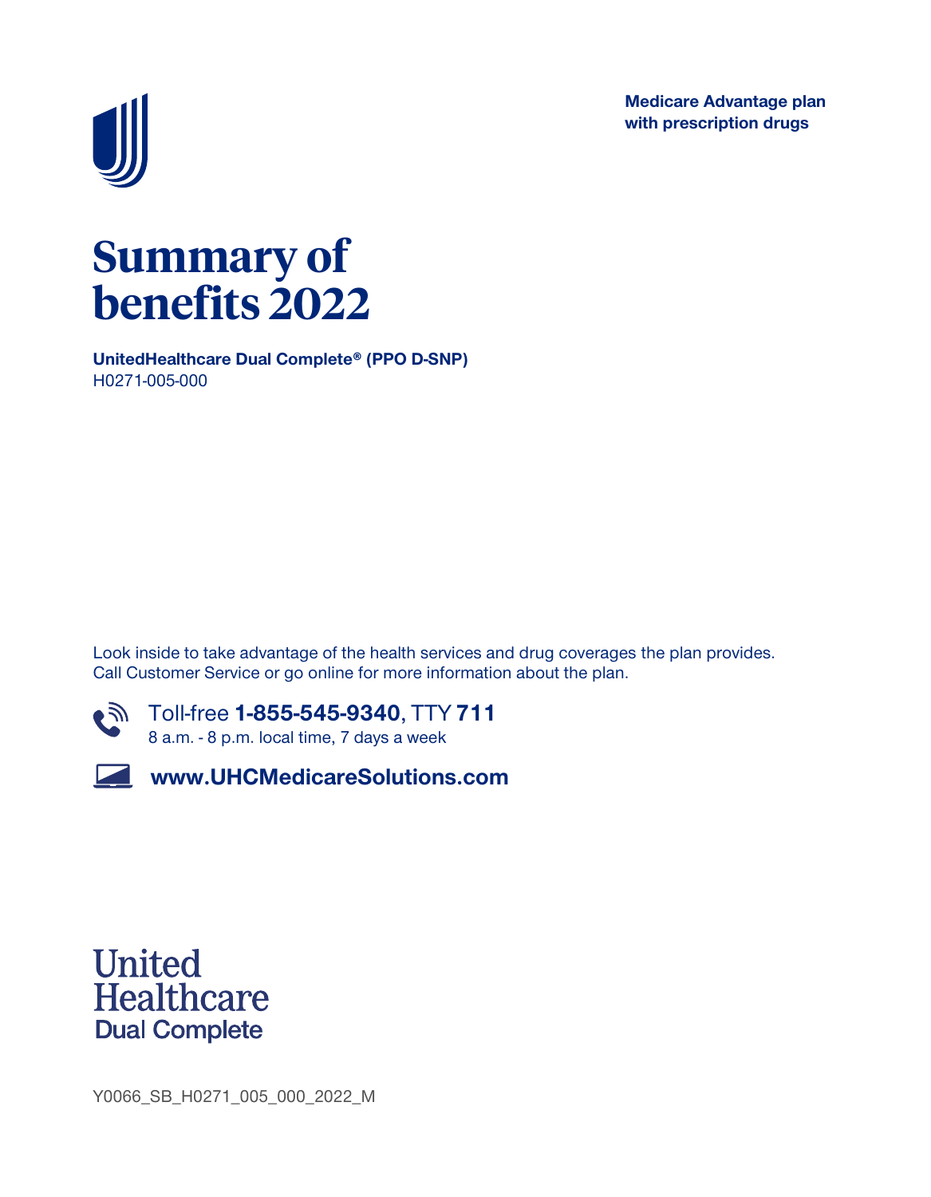**Medicare Advantage plan with prescription drugs**

# Summary of benefits 2022

**UnitedHealthcare Dual Complete® (PPO D-SNP)**
H0271-005-000

Look inside to take advantage of the health services and drug coverages the plan provides. Call Customer Service or go online for more information about the plan.

Toll-free **1-855-545-9340**, TTY **711**
8 a.m. - 8 p.m. local time, 7 days a week

**www.UHCMedicareSolutions.com**

United Healthcare
Dual Complete

Y0066_SB_H0271_005_000_2022_M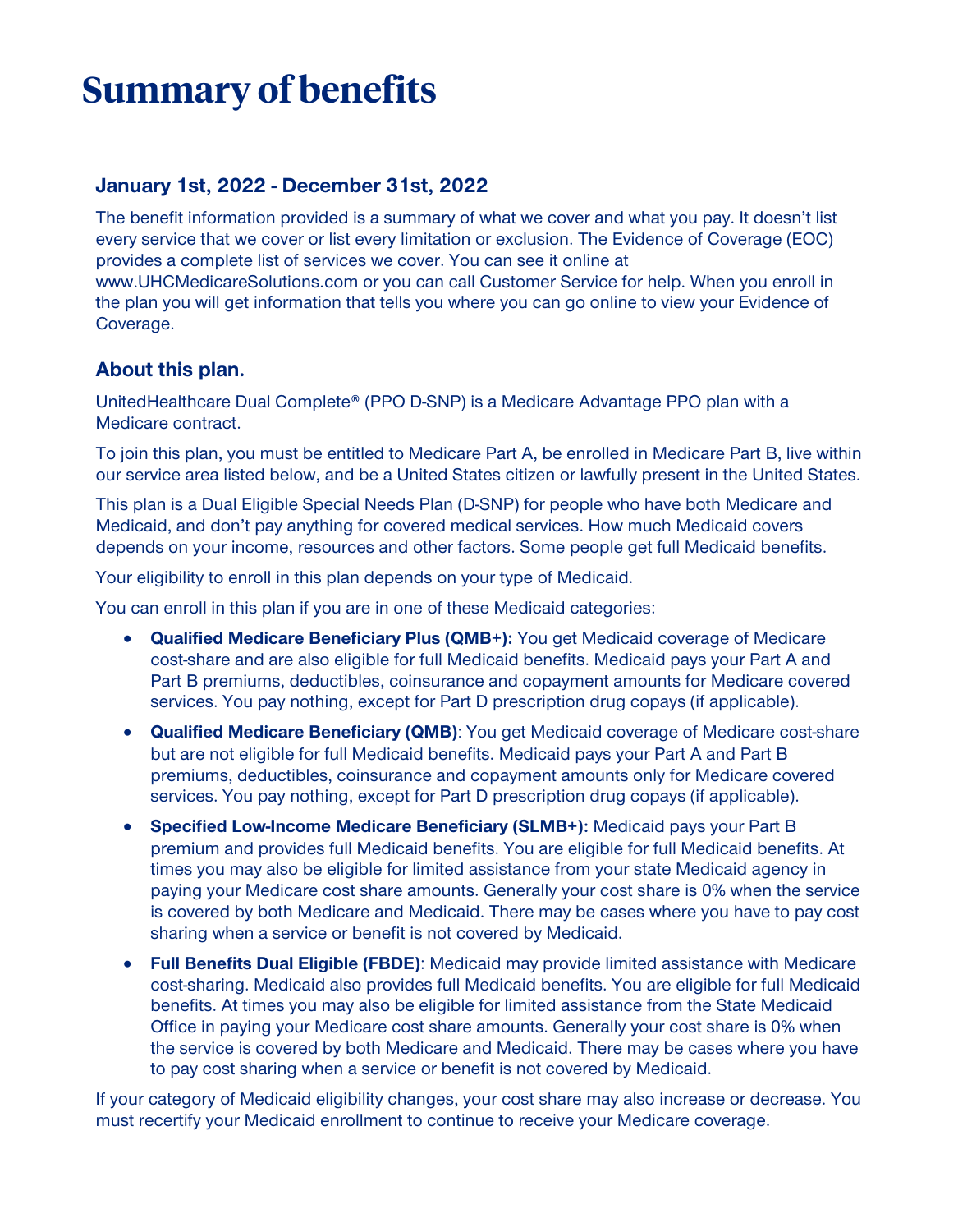# Summary of benefits

### January 1st, 2022 - December 31st, 2022

The benefit information provided is a summary of what we cover and what you pay. It doesn't list every service that we cover or list every limitation or exclusion. The Evidence of Coverage (EOC) provides a complete list of services we cover. You can see it online at www.UHCMedicareSolutions.com or you can call Customer Service for help. When you enroll in the plan you will get information that tells you where you can go online to view your Evidence of Coverage.

### About this plan.

UnitedHealthcare Dual Complete® (PPO D-SNP) is a Medicare Advantage PPO plan with a Medicare contract.

To join this plan, you must be entitled to Medicare Part A, be enrolled in Medicare Part B, live within our service area listed below, and be a United States citizen or lawfully present in the United States.

This plan is a Dual Eligible Special Needs Plan (D-SNP) for people who have both Medicare and Medicaid, and don't pay anything for covered medical services. How much Medicaid covers depends on your income, resources and other factors. Some people get full Medicaid benefits.

Your eligibility to enroll in this plan depends on your type of Medicaid.

You can enroll in this plan if you are in one of these Medicaid categories:

- **Qualified Medicare Beneficiary Plus (QMB+):** You get Medicaid coverage of Medicare cost-share and are also eligible for full Medicaid benefits. Medicaid pays your Part A and Part B premiums, deductibles, coinsurance and copayment amounts for Medicare covered services. You pay nothing, except for Part D prescription drug copays (if applicable).
- **Qualified Medicare Beneficiary (QMB)**: You get Medicaid coverage of Medicare cost-share but are not eligible for full Medicaid benefits. Medicaid pays your Part A and Part B premiums, deductibles, coinsurance and copayment amounts only for Medicare covered services. You pay nothing, except for Part D prescription drug copays (if applicable).
- **Specified Low-Income Medicare Beneficiary (SLMB+):** Medicaid pays your Part B premium and provides full Medicaid benefits. You are eligible for full Medicaid benefits. At times you may also be eligible for limited assistance from your state Medicaid agency in paying your Medicare cost share amounts. Generally your cost share is 0% when the service is covered by both Medicare and Medicaid. There may be cases where you have to pay cost sharing when a service or benefit is not covered by Medicaid.
- **Full Benefits Dual Eligible (FBDE)**: Medicaid may provide limited assistance with Medicare cost-sharing. Medicaid also provides full Medicaid benefits. You are eligible for full Medicaid benefits. At times you may also be eligible for limited assistance from the State Medicaid Office in paying your Medicare cost share amounts. Generally your cost share is 0% when the service is covered by both Medicare and Medicaid. There may be cases where you have to pay cost sharing when a service or benefit is not covered by Medicaid.

If your category of Medicaid eligibility changes, your cost share may also increase or decrease. You must recertify your Medicaid enrollment to continue to receive your Medicare coverage.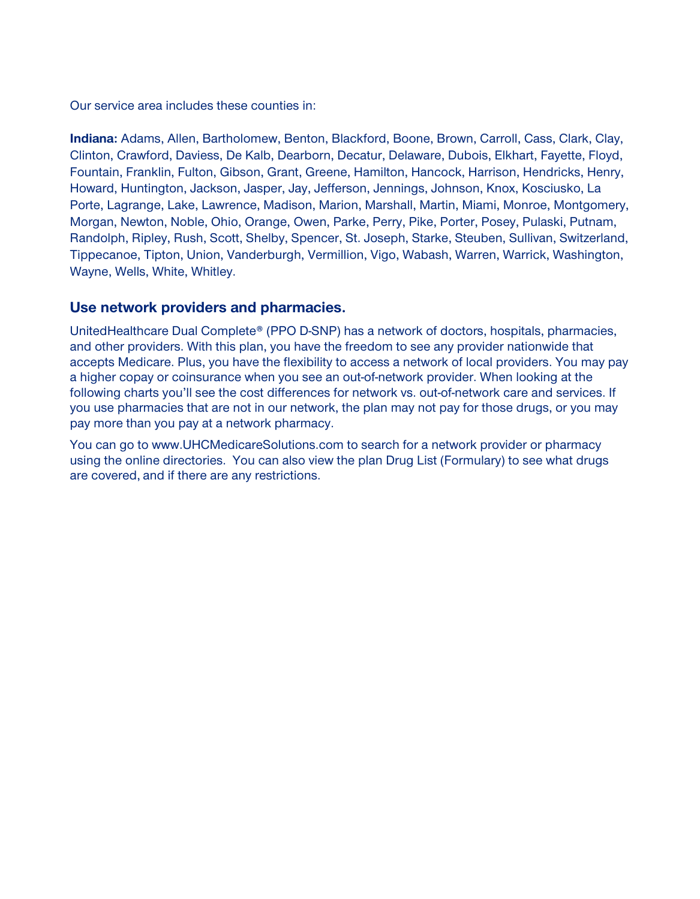Our service area includes these counties in:

**Indiana:** Adams, Allen, Bartholomew, Benton, Blackford, Boone, Brown, Carroll, Cass, Clark, Clay, Clinton, Crawford, Daviess, De Kalb, Dearborn, Decatur, Delaware, Dubois, Elkhart, Fayette, Floyd, Fountain, Franklin, Fulton, Gibson, Grant, Greene, Hamilton, Hancock, Harrison, Hendricks, Henry, Howard, Huntington, Jackson, Jasper, Jay, Jefferson, Jennings, Johnson, Knox, Kosciusko, La Porte, Lagrange, Lake, Lawrence, Madison, Marion, Marshall, Martin, Miami, Monroe, Montgomery, Morgan, Newton, Noble, Ohio, Orange, Owen, Parke, Perry, Pike, Porter, Posey, Pulaski, Putnam, Randolph, Ripley, Rush, Scott, Shelby, Spencer, St. Joseph, Starke, Steuben, Sullivan, Switzerland, Tippecanoe, Tipton, Union, Vanderburgh, Vermillion, Vigo, Wabash, Warren, Warrick, Washington, Wayne, Wells, White, Whitley.

## Use network providers and pharmacies.

UnitedHealthcare Dual Complete® (PPO D-SNP) has a network of doctors, hospitals, pharmacies, and other providers. With this plan, you have the freedom to see any provider nationwide that accepts Medicare. Plus, you have the flexibility to access a network of local providers. You may pay a higher copay or coinsurance when you see an out-of-network provider. When looking at the following charts you'll see the cost differences for network vs. out-of-network care and services. If you use pharmacies that are not in our network, the plan may not pay for those drugs, or you may pay more than you pay at a network pharmacy.

You can go to www.UHCMedicareSolutions.com to search for a network provider or pharmacy using the online directories. You can also view the plan Drug List (Formulary) to see what drugs are covered, and if there are any restrictions.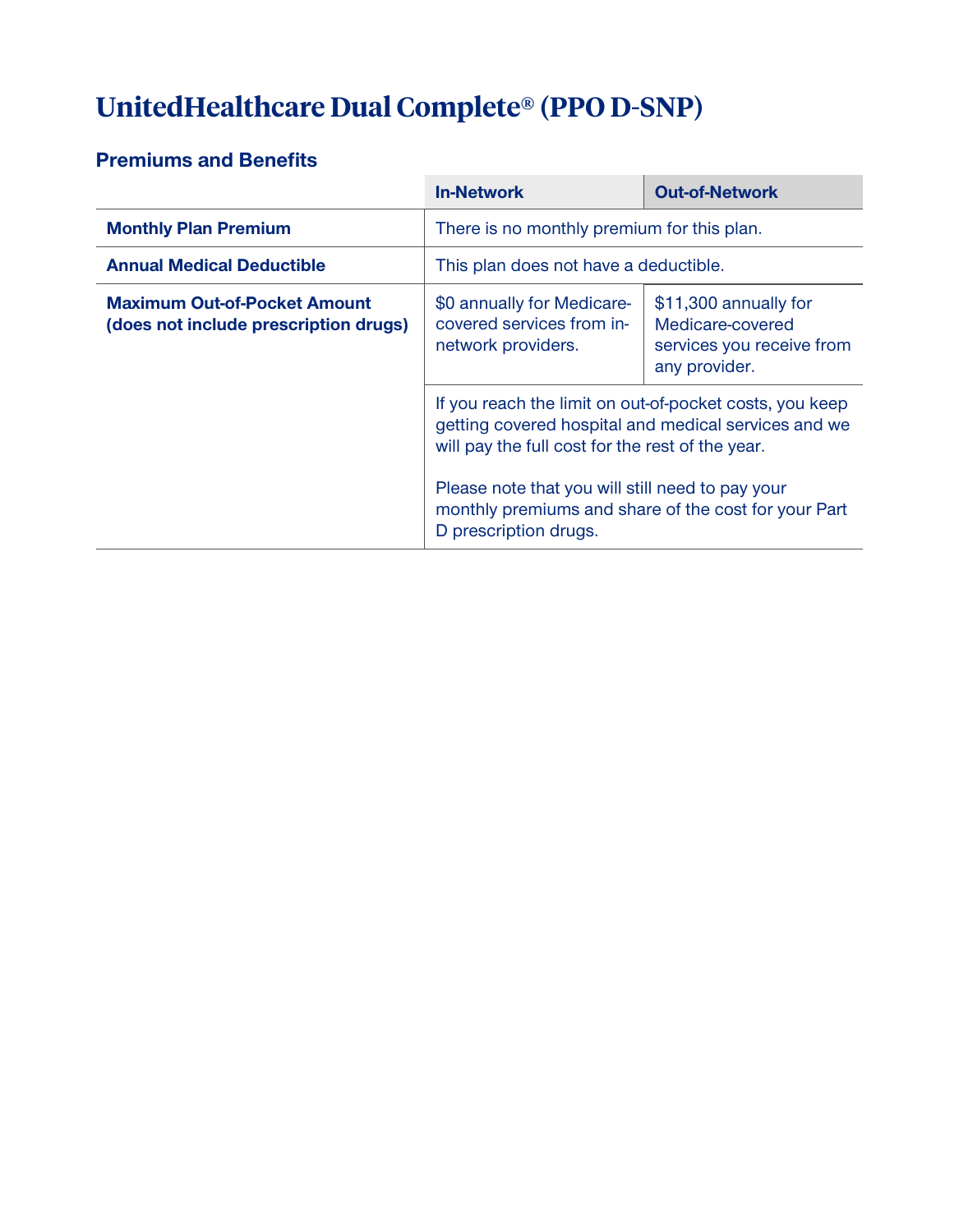# UnitedHealthcare Dual Complete® (PPO D-SNP)

## Premiums and Benefits

| | In-Network | Out-of-Network |
|---|---|---|
| **Monthly Plan Premium** | There is no monthly premium for this plan. | |
| **Annual Medical Deductible** | This plan does not have a deductible. | |
| **Maximum Out-of-Pocket Amount (does not include prescription drugs)** | $0 annually for Medicare-covered services from in-network providers. | $11,300 annually for Medicare-covered services you receive from any provider. |
| | If you reach the limit on out-of-pocket costs, you keep getting covered hospital and medical services and we will pay the full cost for the rest of the year. <br><br> Please note that you will still need to pay your monthly premiums and share of the cost for your Part D prescription drugs. | |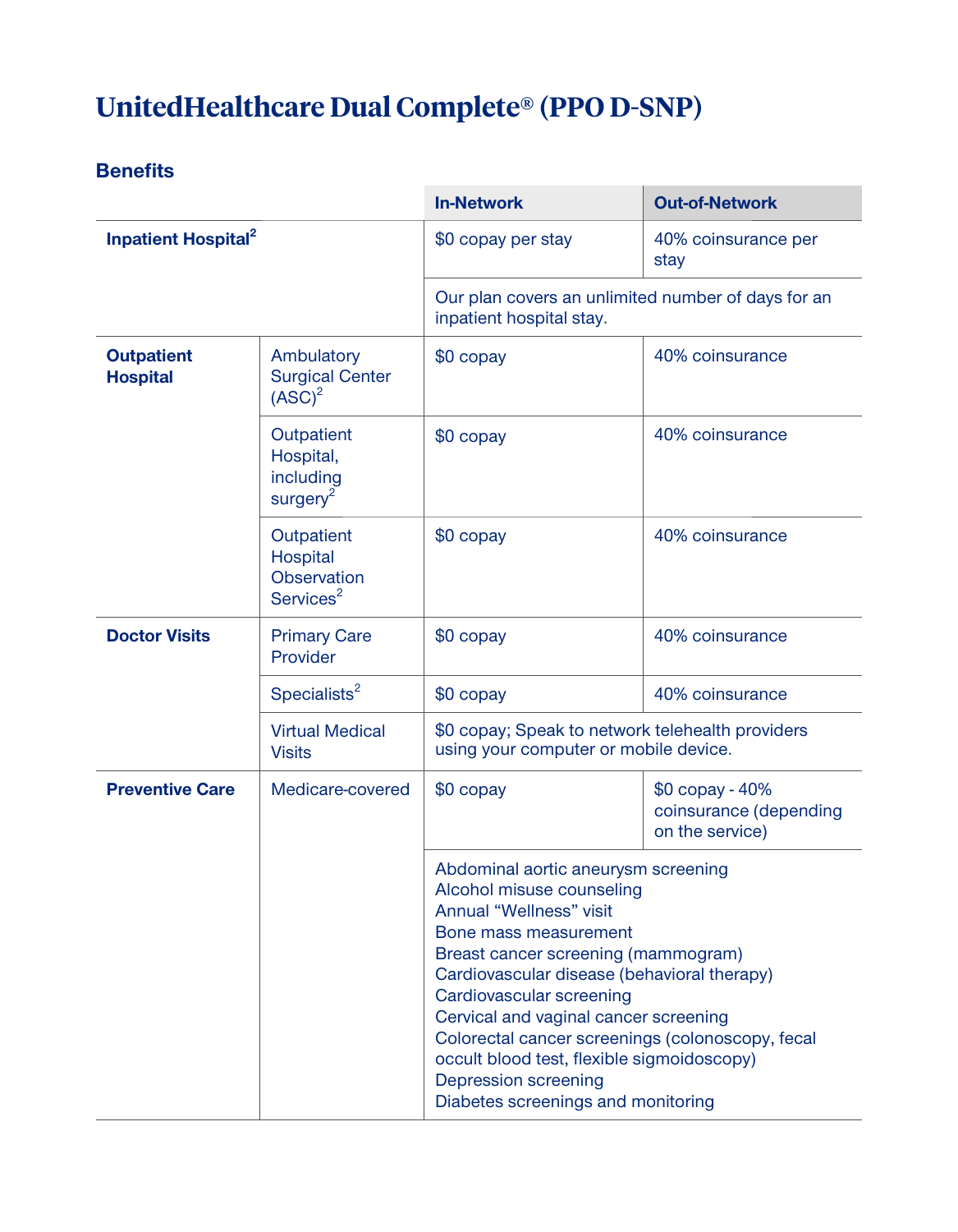# UnitedHealthcare Dual Complete® (PPO D-SNP)

## Benefits

| | | In-Network | Out-of-Network |
|---|---|---|---|
| **Inpatient Hospital**[2] | | $0 copay per stay | 40% coinsurance per stay |
| | | Our plan covers an unlimited number of days for an inpatient hospital stay. | |
| **Outpatient Hospital** | Ambulatory Surgical Center (ASC)[2] | $0 copay | 40% coinsurance |
| | Outpatient Hospital, including surgery[2] | $0 copay | 40% coinsurance |
| | Outpatient Hospital Observation Services[2] | $0 copay | 40% coinsurance |
| **Doctor Visits** | Primary Care Provider | $0 copay | 40% coinsurance |
| | Specialists[2] | $0 copay | 40% coinsurance |
| | Virtual Medical Visits | $0 copay; Speak to network telehealth providers using your computer or mobile device. | |
| **Preventive Care** | Medicare-covered | $0 copay | $0 copay - 40% coinsurance (depending on the service) |
| | | Abdominal aortic aneurysm screening<br>Alcohol misuse counseling<br>Annual “Wellness” visit<br>Bone mass measurement<br>Breast cancer screening (mammogram)<br>Cardiovascular disease (behavioral therapy)<br>Cardiovascular screening<br>Cervical and vaginal cancer screening<br>Colorectal cancer screenings (colonoscopy, fecal occult blood test, flexible sigmoidoscopy)<br>Depression screening<br>Diabetes screenings and monitoring | |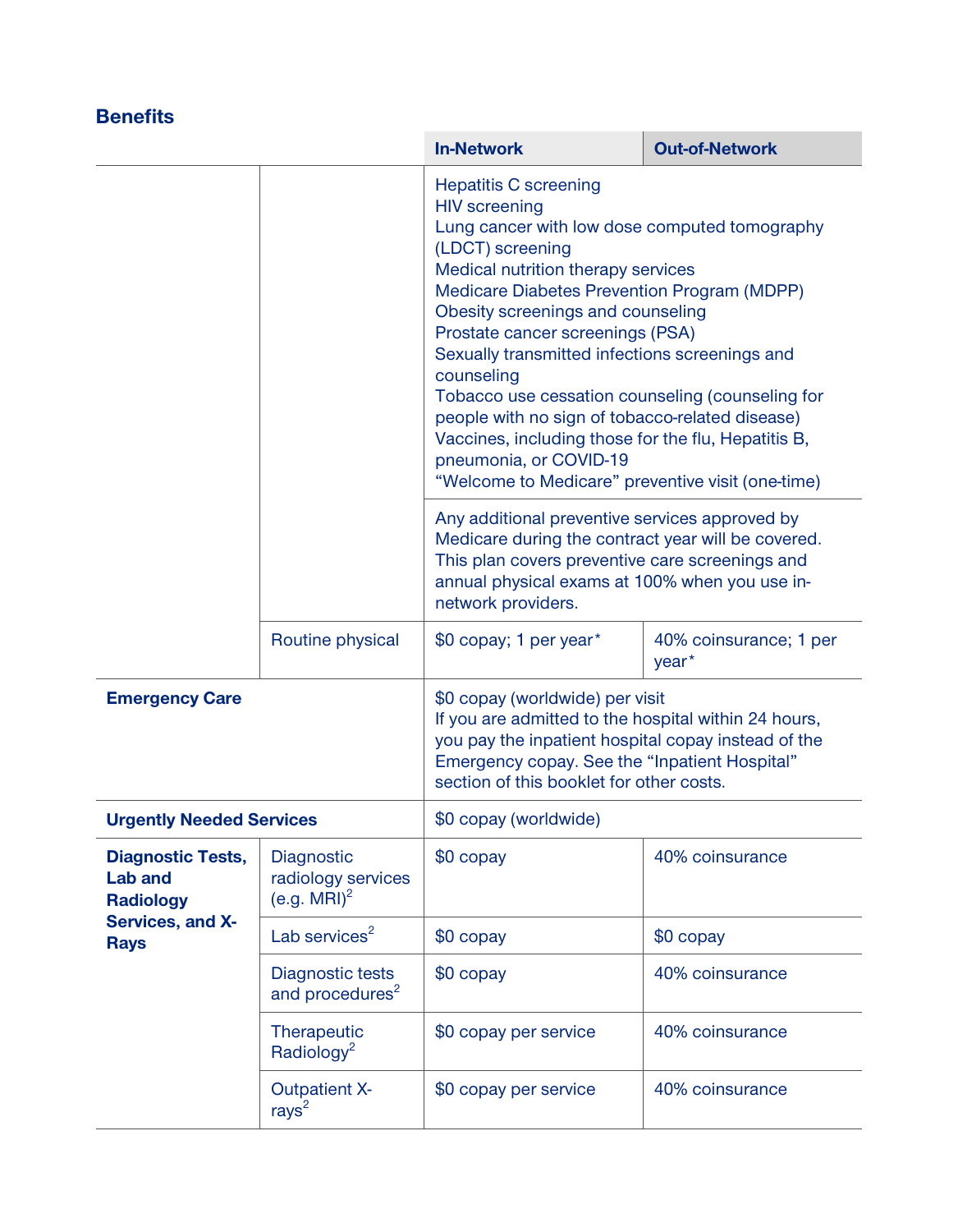## Benefits

| | | In-Network | Out-of-Network |
|---|---|---|---|
| | | Hepatitis C screening<br>HIV screening<br>Lung cancer with low dose computed tomography (LDCT) screening<br>Medical nutrition therapy services<br>Medicare Diabetes Prevention Program (MDPP)<br>Obesity screenings and counseling<br>Prostate cancer screenings (PSA)<br>Sexually transmitted infections screenings and counseling<br>Tobacco use cessation counseling (counseling for people with no sign of tobacco-related disease)<br>Vaccines, including those for the flu, Hepatitis B, pneumonia, or COVID-19<br>"Welcome to Medicare" preventive visit (one-time) | |
| | | Any additional preventive services approved by Medicare during the contract year will be covered. This plan covers preventive care screenings and annual physical exams at 100% when you use in-network providers. | |
| | Routine physical | $0 copay; 1 per year* | 40% coinsurance; 1 per year* |
| **Emergency Care** | | $0 copay (worldwide) per visit<br>If you are admitted to the hospital within 24 hours, you pay the inpatient hospital copay instead of the Emergency copay. See the "Inpatient Hospital" section of this booklet for other costs. | |
| **Urgently Needed Services** | | $0 copay (worldwide) | |
| **Diagnostic Tests, Lab and Radiology Services, and X-Rays** | Diagnostic radiology services (e.g. MRI)[2] | $0 copay | 40% coinsurance |
| | Lab services[2] | $0 copay | $0 copay |
| | Diagnostic tests and procedures[2] | $0 copay | 40% coinsurance |
| | Therapeutic Radiology[2] | $0 copay per service | 40% coinsurance |
| | Outpatient X-rays[2] | $0 copay per service | 40% coinsurance |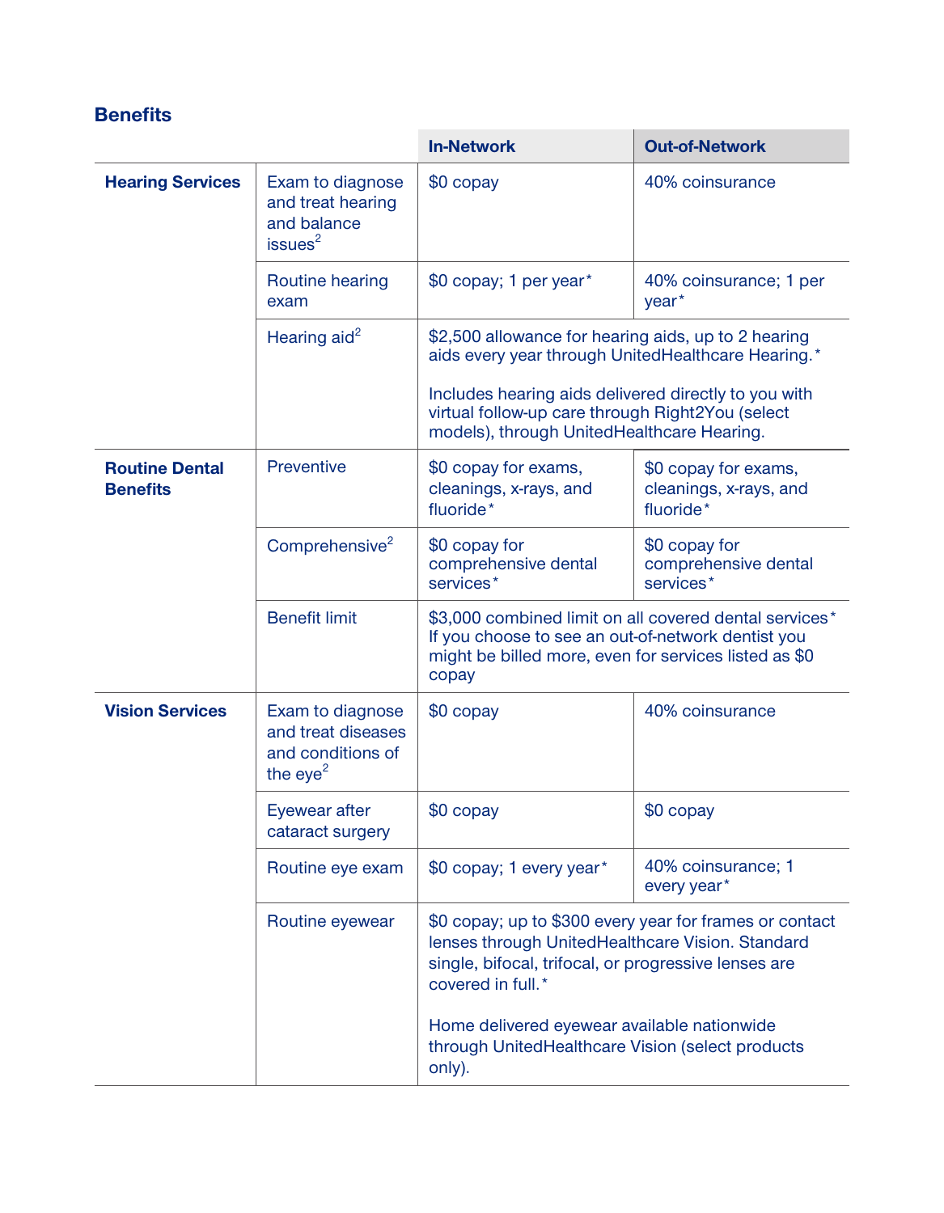## Benefits

| | | In-Network | Out-of-Network |
|---|---|---|---|
| **Hearing Services** | Exam to diagnose and treat hearing and balance issues[2] | $0 copay | 40% coinsurance |
| | Routine hearing exam | $0 copay; 1 per year* | 40% coinsurance; 1 per year* |
| | Hearing aid[2] | $2,500 allowance for hearing aids, up to 2 hearing aids every year through UnitedHealthcare Hearing.*<br><br>Includes hearing aids delivered directly to you with virtual follow-up care through Right2You (select models), through UnitedHealthcare Hearing. | |
| **Routine Dental Benefits** | Preventive | $0 copay for exams, cleanings, x-rays, and fluoride* | $0 copay for exams, cleanings, x-rays, and fluoride* |
| | Comprehensive[2] | $0 copay for comprehensive dental services* | $0 copay for comprehensive dental services* |
| | Benefit limit | $3,000 combined limit on all covered dental services* If you choose to see an out-of-network dentist you might be billed more, even for services listed as $0 copay | |
| **Vision Services** | Exam to diagnose and treat diseases and conditions of the eye[2] | $0 copay | 40% coinsurance |
| | Eyewear after cataract surgery | $0 copay | $0 copay |
| | Routine eye exam | $0 copay; 1 every year* | 40% coinsurance; 1 every year* |
| | Routine eyewear | $0 copay; up to $300 every year for frames or contact lenses through UnitedHealthcare Vision. Standard single, bifocal, trifocal, or progressive lenses are covered in full.*<br><br>Home delivered eyewear available nationwide through UnitedHealthcare Vision (select products only). | |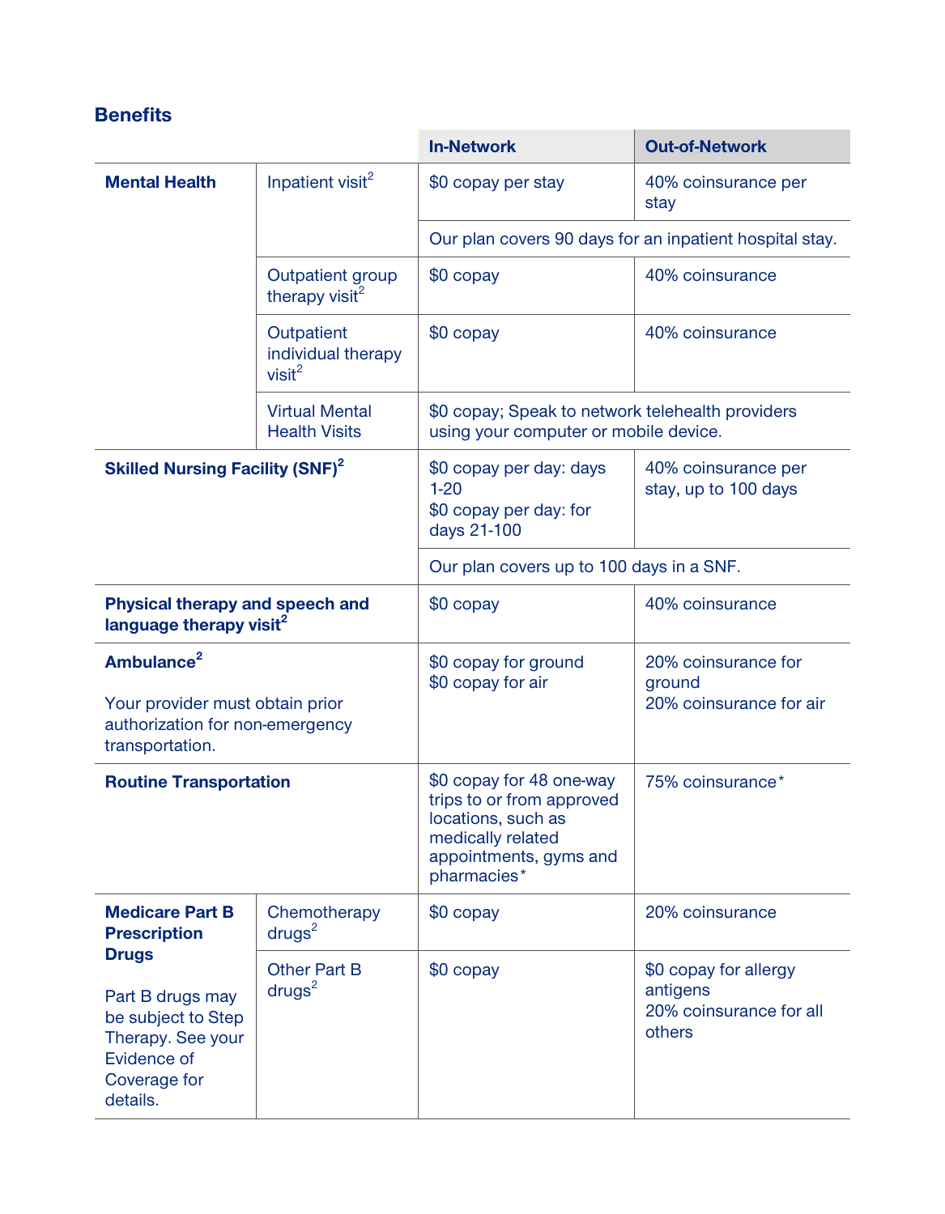## Benefits

| | | In-Network | Out-of-Network |
|---|---|---|---|
| **Mental Health** | Inpatient visit[2] | $0 copay per stay | 40% coinsurance per stay |
| | | Our plan covers 90 days for an inpatient hospital stay. | |
| | Outpatient group therapy visit[2] | $0 copay | 40% coinsurance |
| | Outpatient individual therapy visit[2] | $0 copay | 40% coinsurance |
| | Virtual Mental Health Visits | $0 copay; Speak to network telehealth providers using your computer or mobile device. | |
| **Skilled Nursing Facility (SNF)[2]** | | $0 copay per day: days 1-20<br>$0 copay per day: for days 21-100 | 40% coinsurance per stay, up to 100 days |
| | | Our plan covers up to 100 days in a SNF. | |
| **Physical therapy and speech and language therapy visit[2]** | | $0 copay | 40% coinsurance |
| **Ambulance[2]**<br><br>Your provider must obtain prior authorization for non-emergency transportation. | | $0 copay for ground<br>$0 copay for air | 20% coinsurance for ground<br>20% coinsurance for air |
| **Routine Transportation** | | $0 copay for 48 one-way trips to or from approved locations, such as medically related appointments, gyms and pharmacies* | 75% coinsurance* |
| **Medicare Part B Prescription Drugs**<br><br>Part B drugs may be subject to Step Therapy. See your Evidence of Coverage for details. | Chemotherapy drugs[2] | $0 copay | 20% coinsurance |
| | Other Part B drugs[2] | $0 copay | $0 copay for allergy antigens<br>20% coinsurance for all others |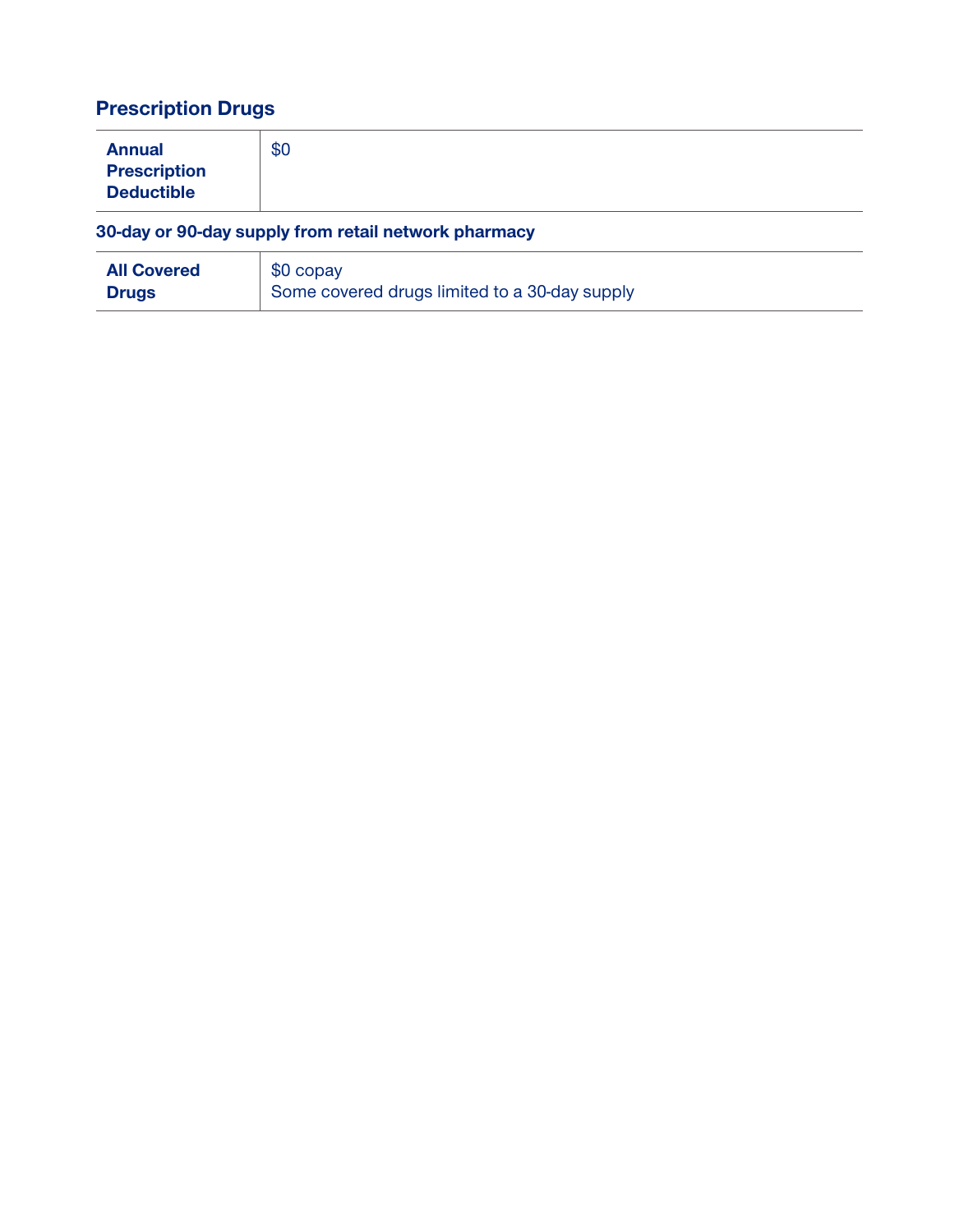## Prescription Drugs

| | |
|---|---|
| **Annual Prescription Deductible** | $0 |

### 30-day or 90-day supply from retail network pharmacy

| | |
|---|---|
| **All Covered Drugs** | $0 copay<br>Some covered drugs limited to a 30-day supply |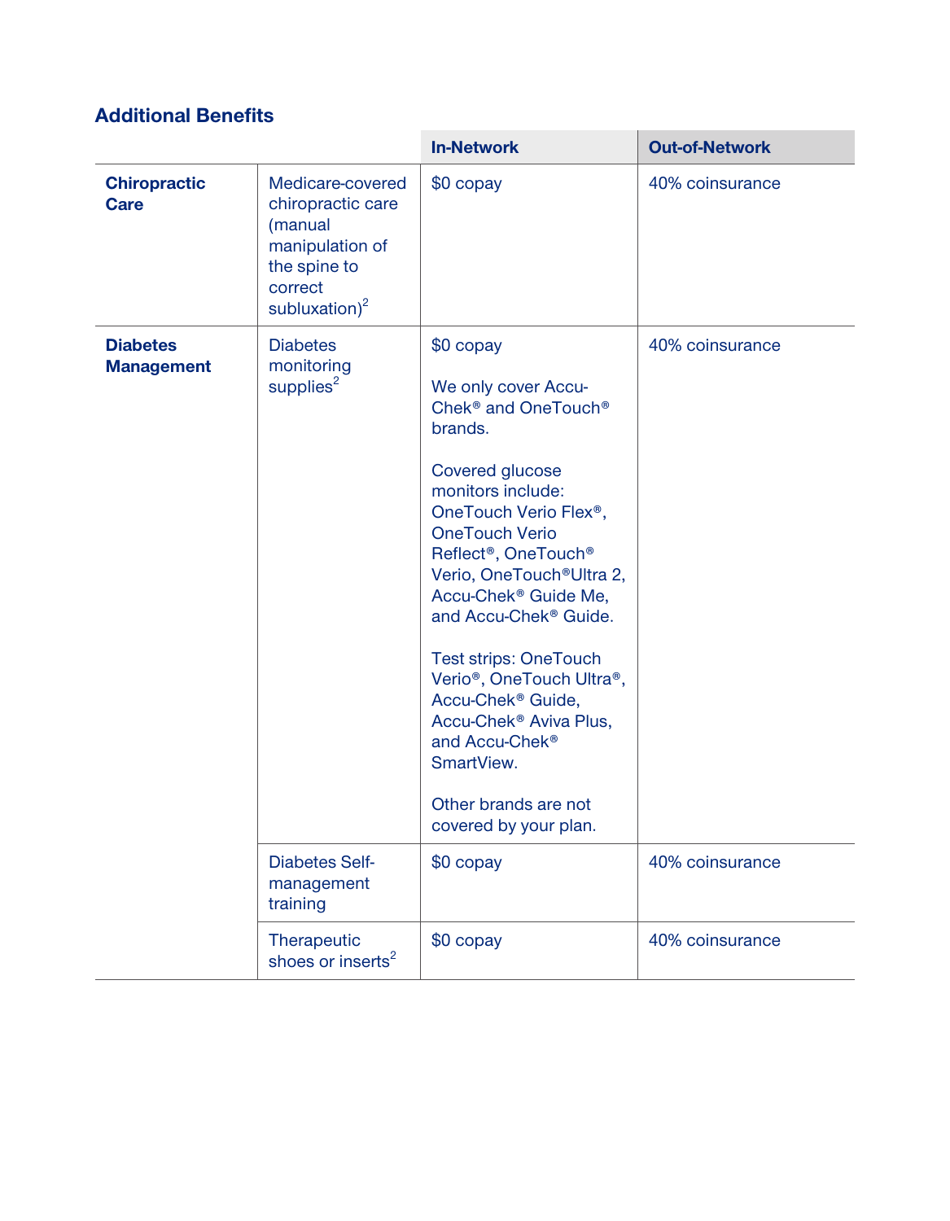## Additional Benefits

| | | In-Network | Out-of-Network |
|---|---|---|---|
| **Chiropractic Care** | Medicare-covered chiropractic care (manual manipulation of the spine to correct subluxation)[2] | $0 copay | 40% coinsurance |
| **Diabetes Management** | Diabetes monitoring supplies[2] | $0 copay<br><br>We only cover Accu-Chek® and OneTouch® brands.<br><br>Covered glucose monitors include: OneTouch Verio Flex®, OneTouch Verio Reflect®, OneTouch® Verio, OneTouch®Ultra 2, Accu-Chek® Guide Me, and Accu-Chek® Guide.<br><br>Test strips: OneTouch Verio®, OneTouch Ultra®, Accu-Chek® Guide, Accu-Chek® Aviva Plus, and Accu-Chek® SmartView.<br><br>Other brands are not covered by your plan. | 40% coinsurance |
| | Diabetes Self-management training | $0 copay | 40% coinsurance |
| | Therapeutic shoes or inserts[2] | $0 copay | 40% coinsurance |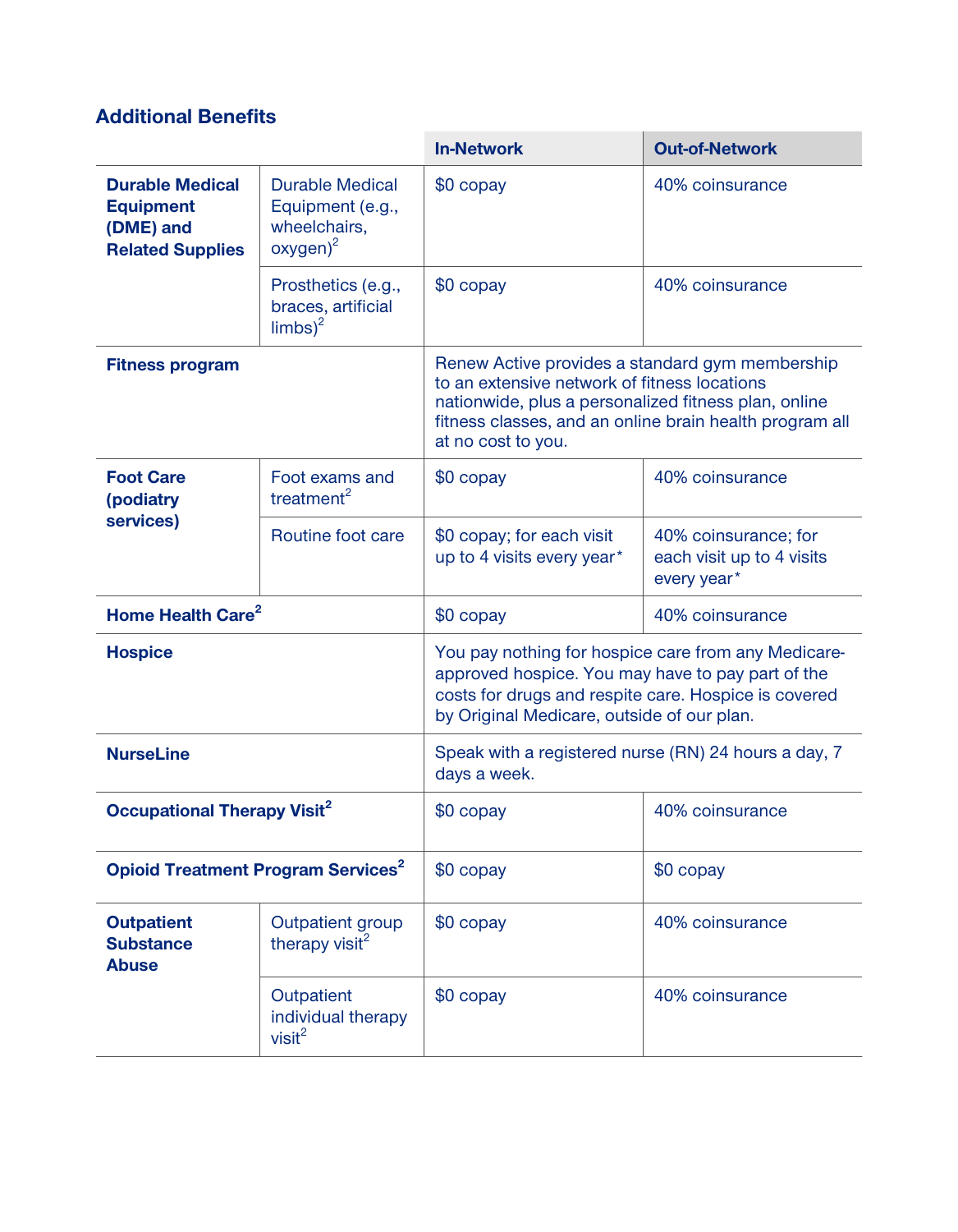## Additional Benefits

| | | In-Network | Out-of-Network |
|---|---|---|---|
| **Durable Medical Equipment (DME) and Related Supplies** | Durable Medical Equipment (e.g., wheelchairs, oxygen)[2] | $0 copay | 40% coinsurance |
| | Prosthetics (e.g., braces, artificial limbs)[2] | $0 copay | 40% coinsurance |
| **Fitness program** | | Renew Active provides a standard gym membership to an extensive network of fitness locations nationwide, plus a personalized fitness plan, online fitness classes, and an online brain health program all at no cost to you. | |
| **Foot Care (podiatry services)** | Foot exams and treatment[2] | $0 copay | 40% coinsurance |
| | Routine foot care | $0 copay; for each visit up to 4 visits every year* | 40% coinsurance; for each visit up to 4 visits every year* |
| **Home Health Care[2]** | | $0 copay | 40% coinsurance |
| **Hospice** | | You pay nothing for hospice care from any Medicare-approved hospice. You may have to pay part of the costs for drugs and respite care. Hospice is covered by Original Medicare, outside of our plan. | |
| **NurseLine** | | Speak with a registered nurse (RN) 24 hours a day, 7 days a week. | |
| **Occupational Therapy Visit[2]** | | $0 copay | 40% coinsurance |
| **Opioid Treatment Program Services[2]** | | $0 copay | $0 copay |
| **Outpatient Substance Abuse** | Outpatient group therapy visit[2] | $0 copay | 40% coinsurance |
| | Outpatient individual therapy visit[2] | $0 copay | 40% coinsurance |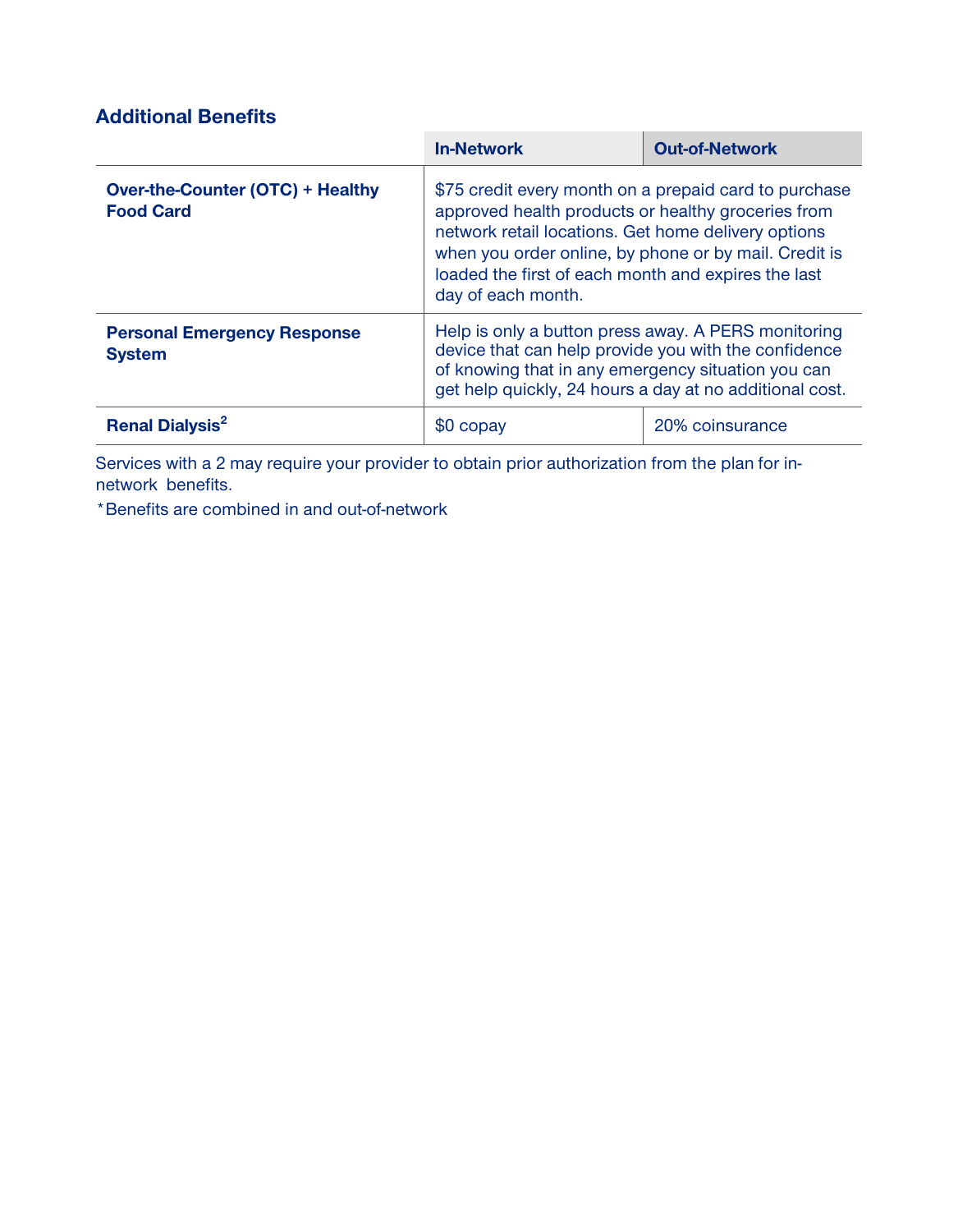## Additional Benefits

| | In-Network | Out-of-Network |
|---|---|---|
| **Over-the-Counter (OTC) + Healthy Food Card** | $75 credit every month on a prepaid card to purchase approved health products or healthy groceries from network retail locations. Get home delivery options when you order online, by phone or by mail. Credit is loaded the first of each month and expires the last day of each month. | |
| **Personal Emergency Response System** | Help is only a button press away. A PERS monitoring device that can help provide you with the confidence of knowing that in any emergency situation you can get help quickly, 24 hours a day at no additional cost. | |
| **Renal Dialysis**[2] | $0 copay | 20% coinsurance |

Services with a 2 may require your provider to obtain prior authorization from the plan for in-network benefits.

*Benefits are combined in and out-of-network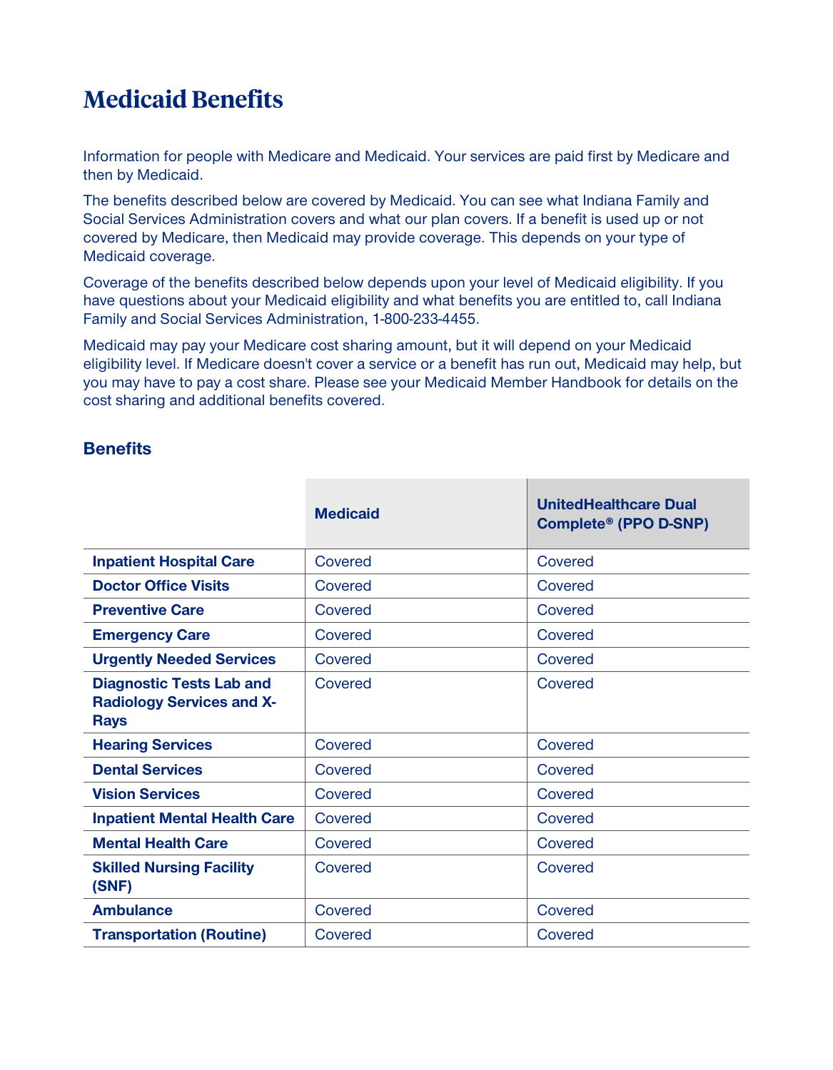# Medicaid Benefits

Information for people with Medicare and Medicaid. Your services are paid first by Medicare and then by Medicaid.

The benefits described below are covered by Medicaid. You can see what Indiana Family and Social Services Administration covers and what our plan covers. If a benefit is used up or not covered by Medicare, then Medicaid may provide coverage. This depends on your type of Medicaid coverage.

Coverage of the benefits described below depends upon your level of Medicaid eligibility. If you have questions about your Medicaid eligibility and what benefits you are entitled to, call Indiana Family and Social Services Administration, 1-800-233-4455.

Medicaid may pay your Medicare cost sharing amount, but it will depend on your Medicaid eligibility level. If Medicare doesn't cover a service or a benefit has run out, Medicaid may help, but you may have to pay a cost share. Please see your Medicaid Member Handbook for details on the cost sharing and additional benefits covered.

## Benefits

| | Medicaid | UnitedHealthcare Dual Complete® (PPO D-SNP) |
|---|---|---|
| **Inpatient Hospital Care** | Covered | Covered |
| **Doctor Office Visits** | Covered | Covered |
| **Preventive Care** | Covered | Covered |
| **Emergency Care** | Covered | Covered |
| **Urgently Needed Services** | Covered | Covered |
| **Diagnostic Tests Lab and Radiology Services and X-Rays** | Covered | Covered |
| **Hearing Services** | Covered | Covered |
| **Dental Services** | Covered | Covered |
| **Vision Services** | Covered | Covered |
| **Inpatient Mental Health Care** | Covered | Covered |
| **Mental Health Care** | Covered | Covered |
| **Skilled Nursing Facility (SNF)** | Covered | Covered |
| **Ambulance** | Covered | Covered |
| **Transportation (Routine)** | Covered | Covered |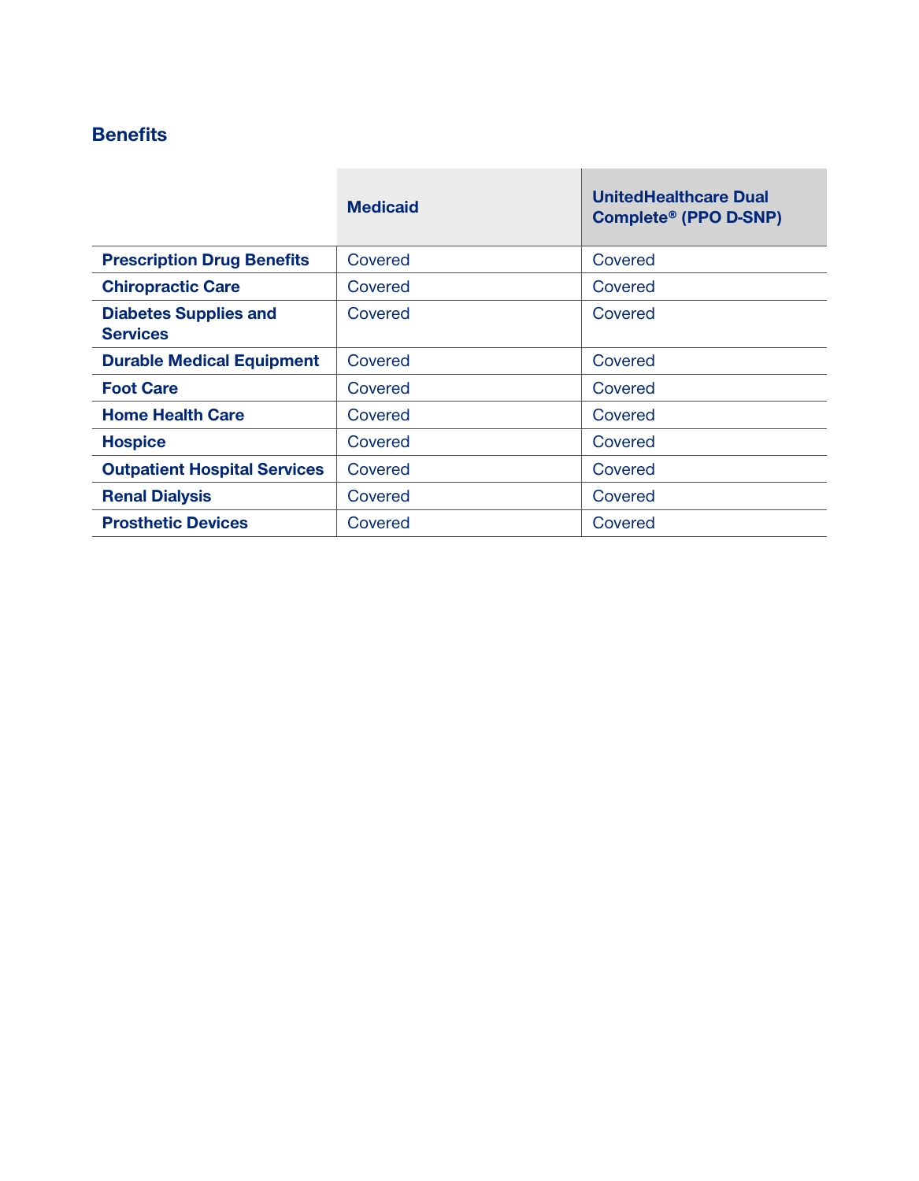## Benefits

| | Medicaid | UnitedHealthcare Dual Complete® (PPO D-SNP) |
|---|---|---|
| **Prescription Drug Benefits** | Covered | Covered |
| **Chiropractic Care** | Covered | Covered |
| **Diabetes Supplies and Services** | Covered | Covered |
| **Durable Medical Equipment** | Covered | Covered |
| **Foot Care** | Covered | Covered |
| **Home Health Care** | Covered | Covered |
| **Hospice** | Covered | Covered |
| **Outpatient Hospital Services** | Covered | Covered |
| **Renal Dialysis** | Covered | Covered |
| **Prosthetic Devices** | Covered | Covered |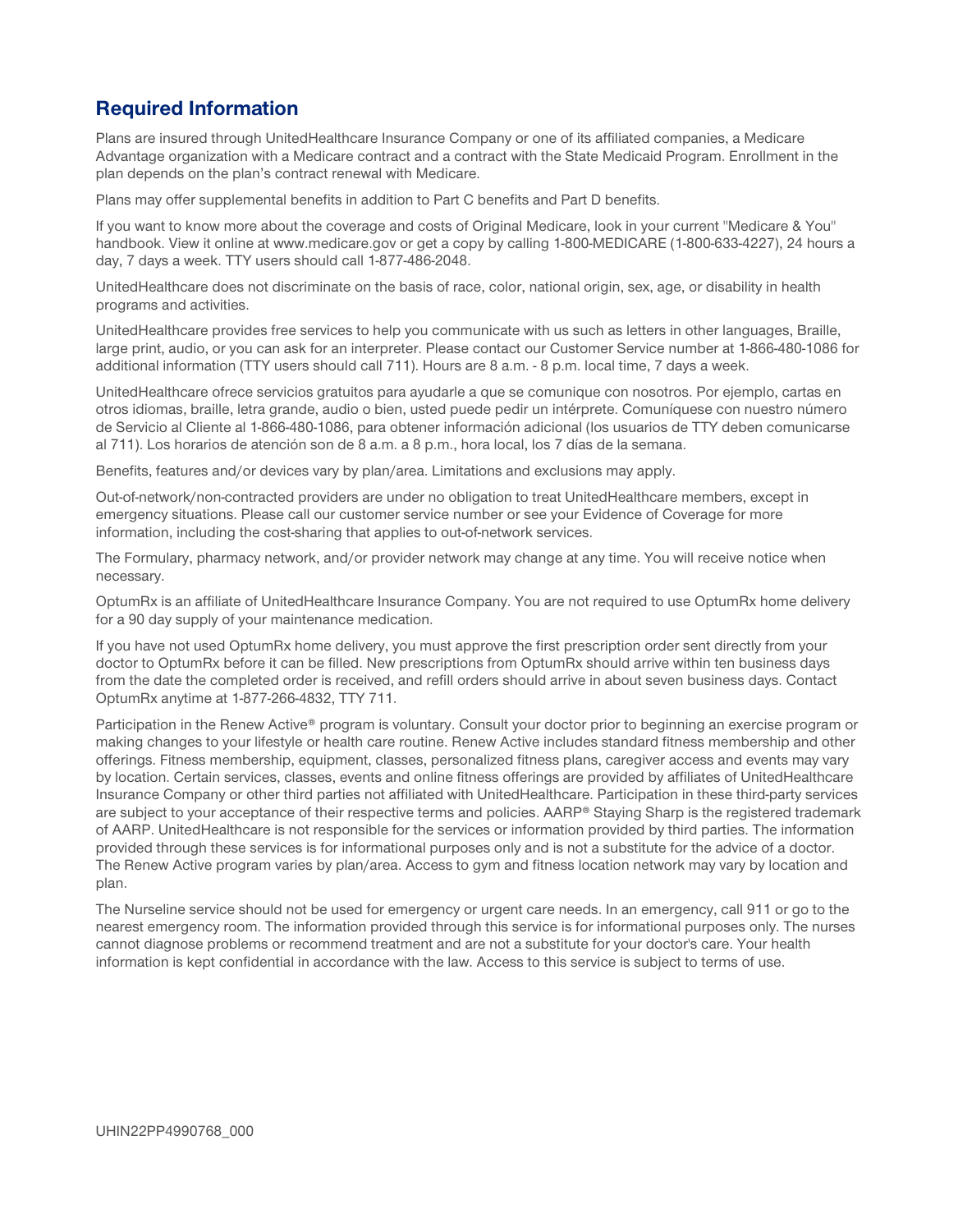## Required Information

Plans are insured through UnitedHealthcare Insurance Company or one of its affiliated companies, a Medicare Advantage organization with a Medicare contract and a contract with the State Medicaid Program. Enrollment in the plan depends on the plan's contract renewal with Medicare.

Plans may offer supplemental benefits in addition to Part C benefits and Part D benefits.

If you want to know more about the coverage and costs of Original Medicare, look in your current "Medicare & You" handbook. View it online at www.medicare.gov or get a copy by calling 1-800-MEDICARE (1-800-633-4227), 24 hours a day, 7 days a week. TTY users should call 1-877-486-2048.

UnitedHealthcare does not discriminate on the basis of race, color, national origin, sex, age, or disability in health programs and activities.

UnitedHealthcare provides free services to help you communicate with us such as letters in other languages, Braille, large print, audio, or you can ask for an interpreter. Please contact our Customer Service number at 1-866-480-1086 for additional information (TTY users should call 711). Hours are 8 a.m. - 8 p.m. local time, 7 days a week.

UnitedHealthcare ofrece servicios gratuitos para ayudarle a que se comunique con nosotros. Por ejemplo, cartas en otros idiomas, braille, letra grande, audio o bien, usted puede pedir un intérprete. Comuníquese con nuestro número de Servicio al Cliente al 1-866-480-1086, para obtener información adicional (los usuarios de TTY deben comunicarse al 711). Los horarios de atención son de 8 a.m. a 8 p.m., hora local, los 7 días de la semana.

Benefits, features and/or devices vary by plan/area. Limitations and exclusions may apply.

Out-of-network/non-contracted providers are under no obligation to treat UnitedHealthcare members, except in emergency situations. Please call our customer service number or see your Evidence of Coverage for more information, including the cost-sharing that applies to out-of-network services.

The Formulary, pharmacy network, and/or provider network may change at any time. You will receive notice when necessary.

OptumRx is an affiliate of UnitedHealthcare Insurance Company. You are not required to use OptumRx home delivery for a 90 day supply of your maintenance medication.

If you have not used OptumRx home delivery, you must approve the first prescription order sent directly from your doctor to OptumRx before it can be filled. New prescriptions from OptumRx should arrive within ten business days from the date the completed order is received, and refill orders should arrive in about seven business days. Contact OptumRx anytime at 1-877-266-4832, TTY 711.

Participation in the Renew Active® program is voluntary. Consult your doctor prior to beginning an exercise program or making changes to your lifestyle or health care routine. Renew Active includes standard fitness membership and other offerings. Fitness membership, equipment, classes, personalized fitness plans, caregiver access and events may vary by location. Certain services, classes, events and online fitness offerings are provided by affiliates of UnitedHealthcare Insurance Company or other third parties not affiliated with UnitedHealthcare. Participation in these third-party services are subject to your acceptance of their respective terms and policies. AARP® Staying Sharp is the registered trademark of AARP. UnitedHealthcare is not responsible for the services or information provided by third parties. The information provided through these services is for informational purposes only and is not a substitute for the advice of a doctor. The Renew Active program varies by plan/area. Access to gym and fitness location network may vary by location and plan.

The Nurseline service should not be used for emergency or urgent care needs. In an emergency, call 911 or go to the nearest emergency room. The information provided through this service is for informational purposes only. The nurses cannot diagnose problems or recommend treatment and are not a substitute for your doctor's care. Your health information is kept confidential in accordance with the law. Access to this service is subject to terms of use.

UHIN22PP4990768_000